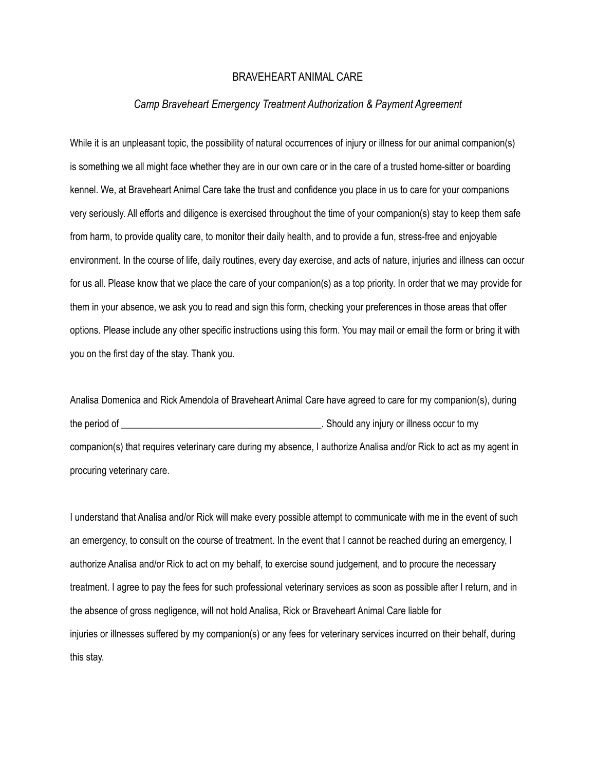# BRAVEHEART ANIMAL CARE

## *Camp Braveheart Emergency Treatment Authorization & Payment Agreement*

While it is an unpleasant topic, the possibility of natural occurrences of injury or illness for our animal companion(s) is something we all might face whether they are in our own care or in the care of a trusted home-sitter or boarding kennel. We, at Braveheart Animal Care take the trust and confidence you place in us to care for your companions very seriously. All efforts and diligence is exercised throughout the time of your companion(s) stay to keep them safe from harm, to provide quality care, to monitor their daily health, and to provide a fun, stress-free and enjoyable environment. In the course of life, daily routines, every day exercise, and acts of nature, injuries and illness can occur for us all. Please know that we place the care of your companion(s) as a top priority. In order that we may provide for them in your absence, we ask you to read and sign this form, checking your preferences in those areas that offer options. Please include any other specific instructions using this form. You may mail or email the form or bring it with you on the first day of the stay. Thank you.

Analisa Domenica and Rick Amendola of Braveheart Animal Care have agreed to care for my companion(s), during the period of ________________________________________. Should any injury or illness occur to my companion(s) that requires veterinary care during my absence, I authorize Analisa and/or Rick to act as my agent in procuring veterinary care.

I understand that Analisa and/or Rick will make every possible attempt to communicate with me in the event of such an emergency, to consult on the course of treatment. In the event that I cannot be reached during an emergency, I authorize Analisa and/or Rick to act on my behalf, to exercise sound judgement, and to procure the necessary treatment. I agree to pay the fees for such professional veterinary services as soon as possible after I return, and in the absence of gross negligence, will not hold Analisa, Rick or Braveheart Animal Care liable for injuries or illnesses suffered by my companion(s) or any fees for veterinary services incurred on their behalf, during this stay.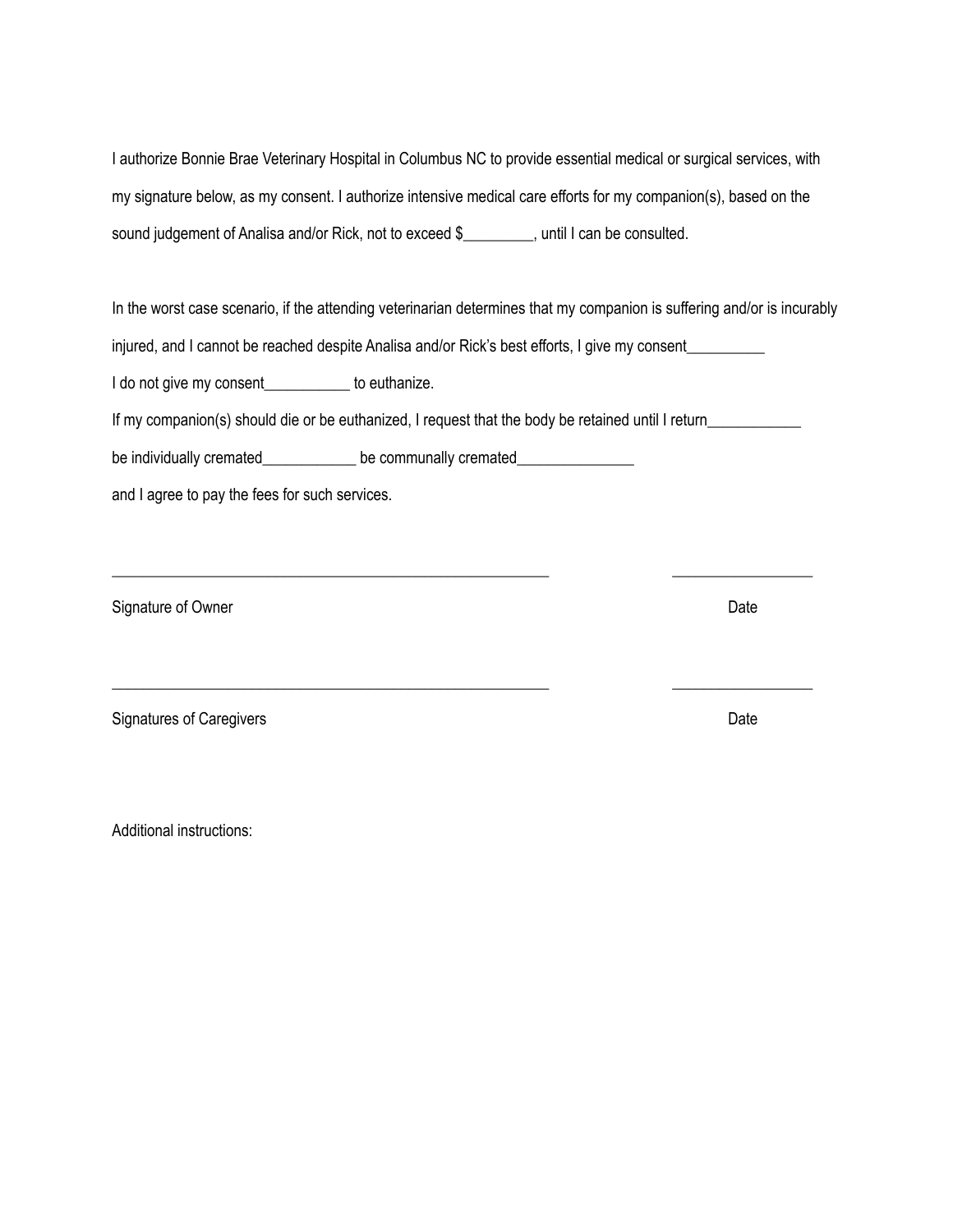I authorize Bonnie Brae Veterinary Hospital in Columbus NC to provide essential medical or surgical services, with my signature below, as my consent. I authorize intensive medical care efforts for my companion(s), based on the sound judgement of Analisa and/or Rick, not to exceed $_________, until I can be consulted.

In the worst case scenario, if the attending veterinarian determines that my companion is suffering and/or is incurably injured, and I cannot be reached despite Analisa and/or Rick's best efforts, I give my consent__________

I do not give my consent___________ to euthanize.

If my companion(s) should die or be euthanized, I request that the body be retained until I return____________

be individually cremated____________ be communally cremated_______________

and I agree to pay the fees for such services.

_______________________________________________________ __________________

Signature of Owner Date

_______________________________________________________ __________________

Signatures of Caregivers Date

Additional instructions: